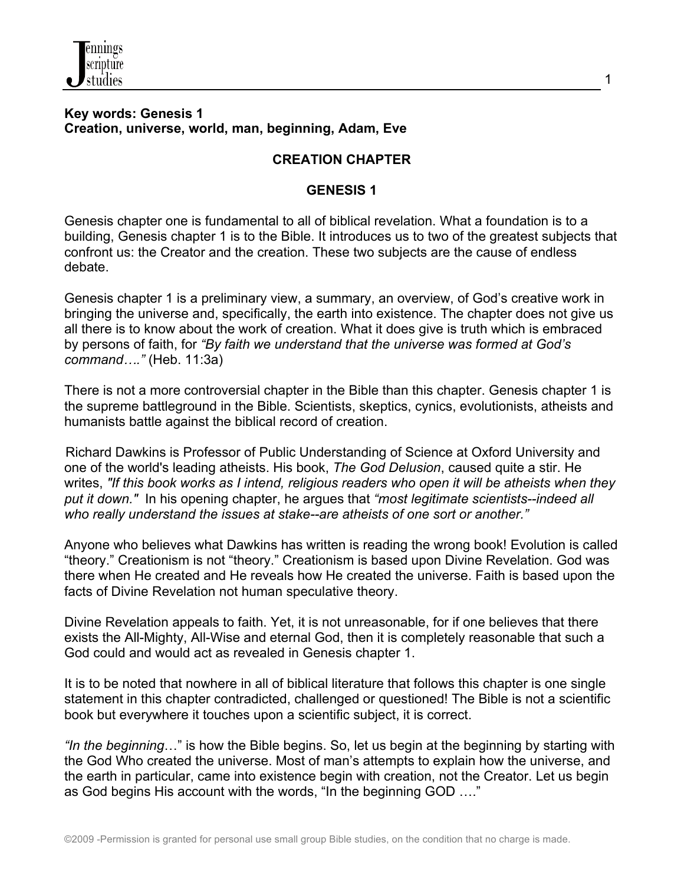**Key words: Genesis 1**
**Creation, universe, world, man, beginning, Adam, Eve**

# CREATION CHAPTER

## GENESIS 1

Genesis chapter one is fundamental to all of biblical revelation. What a foundation is to a building, Genesis chapter 1 is to the Bible. It introduces us to two of the greatest subjects that confront us: the Creator and the creation. These two subjects are the cause of endless debate.

Genesis chapter 1 is a preliminary view, a summary, an overview, of God's creative work in bringing the universe and, specifically, the earth into existence. The chapter does not give us all there is to know about the work of creation. What it does give is truth which is embraced by persons of faith, for *"By faith we understand that the universe was formed at God's command…."* (Heb. 11:3a)

There is not a more controversial chapter in the Bible than this chapter. Genesis chapter 1 is the supreme battleground in the Bible. Scientists, skeptics, cynics, evolutionists, atheists and humanists battle against the biblical record of creation.

Richard Dawkins is Professor of Public Understanding of Science at Oxford University and one of the world's leading atheists. His book, *The God Delusion*, caused quite a stir. He writes, *"If this book works as I intend, religious readers who open it will be atheists when they put it down."* In his opening chapter, he argues that *"most legitimate scientists--indeed all who really understand the issues at stake--are atheists of one sort or another."*

Anyone who believes what Dawkins has written is reading the wrong book! Evolution is called "theory." Creationism is not "theory." Creationism is based upon Divine Revelation. God was there when He created and He reveals how He created the universe. Faith is based upon the facts of Divine Revelation not human speculative theory.

Divine Revelation appeals to faith. Yet, it is not unreasonable, for if one believes that there exists the All-Mighty, All-Wise and eternal God, then it is completely reasonable that such a God could and would act as revealed in Genesis chapter 1.

It is to be noted that nowhere in all of biblical literature that follows this chapter is one single statement in this chapter contradicted, challenged or questioned! The Bible is not a scientific book but everywhere it touches upon a scientific subject, it is correct.

*"In the beginning…"* is how the Bible begins. So, let us begin at the beginning by starting with the God Who created the universe. Most of man's attempts to explain how the universe, and the earth in particular, came into existence begin with creation, not the Creator. Let us begin as God begins His account with the words, "In the beginning GOD …."

©2009 -Permission is granted for personal use small group Bible studies, on the condition that no charge is made.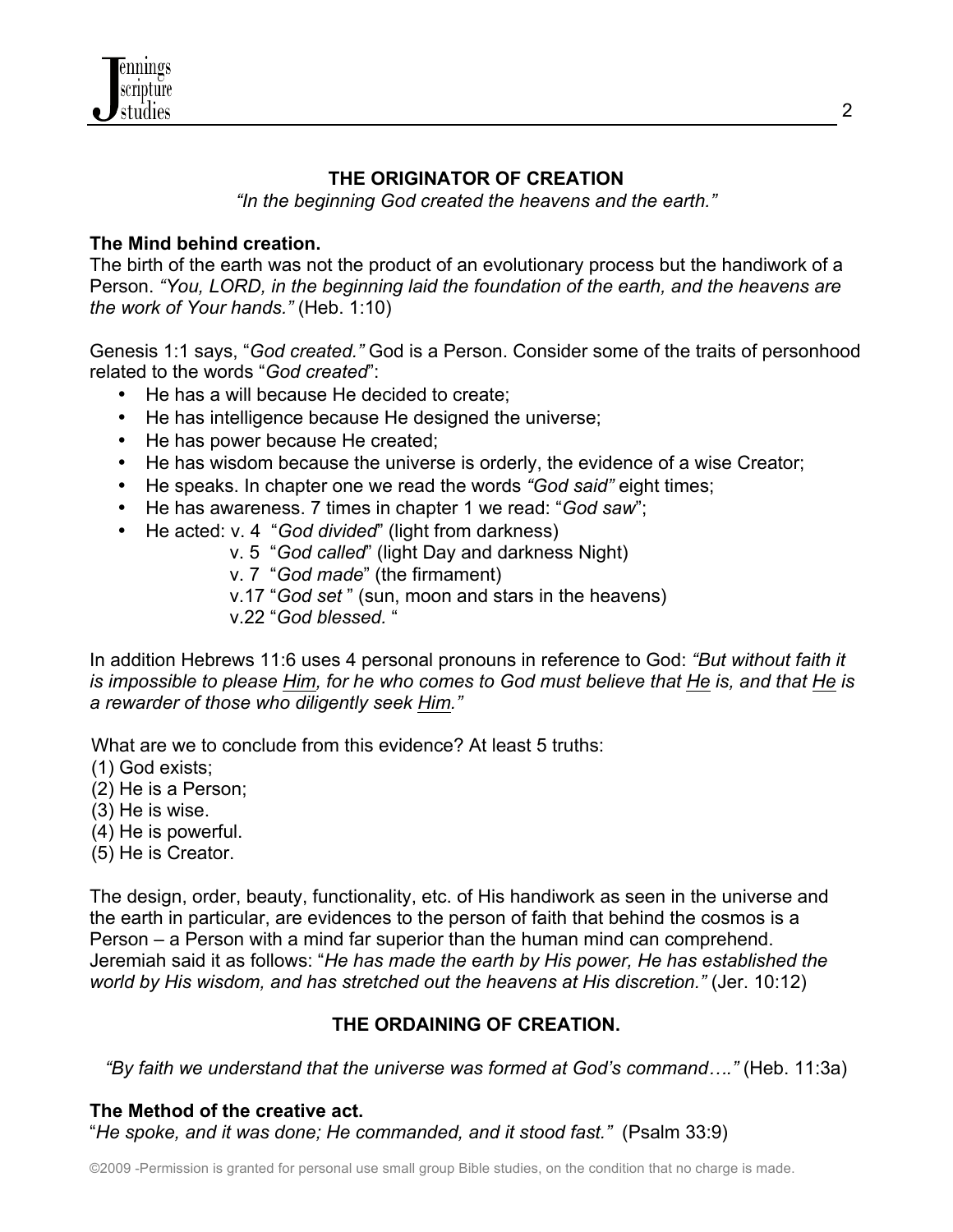## THE ORIGINATOR OF CREATION

*"In the beginning God created the heavens and the earth."*

**The Mind behind creation.**

The birth of the earth was not the product of an evolutionary process but the handiwork of a Person. *"You, LORD, in the beginning laid the foundation of the earth, and the heavens are the work of Your hands."* (Heb. 1:10)

Genesis 1:1 says, "*God created.*" God is a Person. Consider some of the traits of personhood related to the words "*God created*":

- He has a will because He decided to create;
- He has intelligence because He designed the universe;
- He has power because He created;
- He has wisdom because the universe is orderly, the evidence of a wise Creator;
- He speaks. In chapter one we read the words *"God said"* eight times;
- He has awareness. 7 times in chapter 1 we read: "*God saw*";
- He acted: v. 4 "*God divided*" (light from darkness)
  - v. 5 "*God called*" (light Day and darkness Night)
  - v. 7 "*God made*" (the firmament)
  - v.17 "*God set* " (sun, moon and stars in the heavens)
  - v.22 "*God blessed.* "

In addition Hebrews 11:6 uses 4 personal pronouns in reference to God: *"But without faith it is impossible to please <u>Him</u>, for he who comes to God must believe that <u>He</u> is, and that <u>He</u> is a rewarder of those who diligently seek <u>Him</u>."*

What are we to conclude from this evidence? At least 5 truths:
(1) God exists;
(2) He is a Person;
(3) He is wise.
(4) He is powerful.
(5) He is Creator.

The design, order, beauty, functionality, etc. of His handiwork as seen in the universe and the earth in particular, are evidences to the person of faith that behind the cosmos is a Person – a Person with a mind far superior than the human mind can comprehend. Jeremiah said it as follows: "*He has made the earth by His power, He has established the world by His wisdom, and has stretched out the heavens at His discretion."* (Jer. 10:12)

## THE ORDAINING OF CREATION.

*"By faith we understand that the universe was formed at God's command…."* (Heb. 11:3a)

**The Method of the creative act.**

"*He spoke, and it was done; He commanded, and it stood fast."* (Psalm 33:9)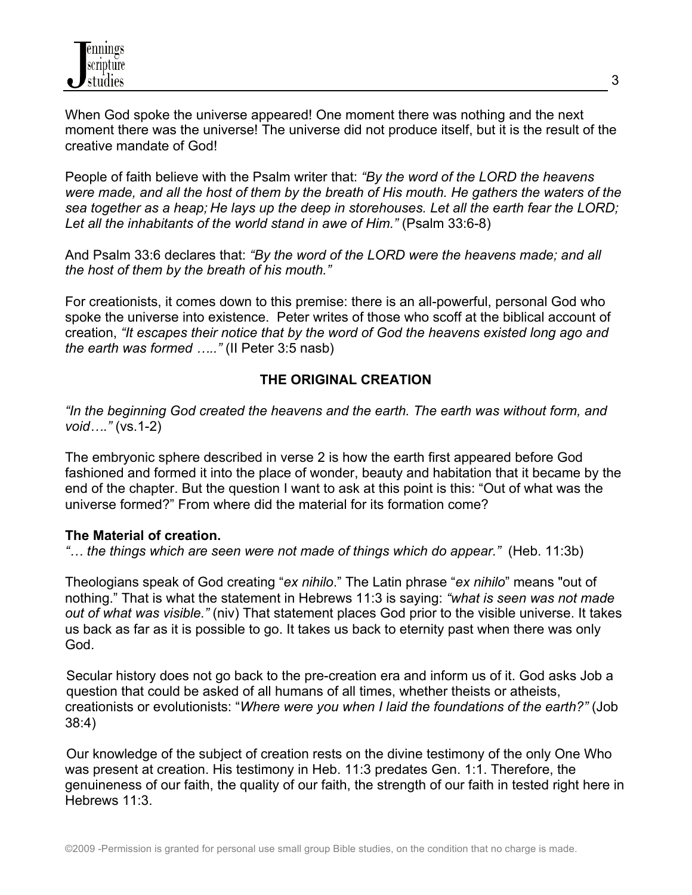When God spoke the universe appeared! One moment there was nothing and the next moment there was the universe! The universe did not produce itself, but it is the result of the creative mandate of God!

People of faith believe with the Psalm writer that: *"By the word of the LORD the heavens were made, and all the host of them by the breath of His mouth. He gathers the waters of the sea together as a heap; He lays up the deep in storehouses. Let all the earth fear the LORD; Let all the inhabitants of the world stand in awe of Him."* (Psalm 33:6-8)

And Psalm 33:6 declares that: *"By the word of the LORD were the heavens made; and all the host of them by the breath of his mouth."*

For creationists, it comes down to this premise: there is an all-powerful, personal God who spoke the universe into existence. Peter writes of those who scoff at the biblical account of creation, *"It escapes their notice that by the word of God the heavens existed long ago and the earth was formed ….."* (II Peter 3:5 nasb)

## THE ORIGINAL CREATION

*"In the beginning God created the heavens and the earth. The earth was without form, and void…."* (vs.1-2)

The embryonic sphere described in verse 2 is how the earth first appeared before God fashioned and formed it into the place of wonder, beauty and habitation that it became by the end of the chapter. But the question I want to ask at this point is this: "Out of what was the universe formed?" From where did the material for its formation come?

**The Material of creation.**
*"… the things which are seen were not made of things which do appear."* (Heb. 11:3b)

Theologians speak of God creating "*ex nihilo*." The Latin phrase "*ex nihilo*" means "out of nothing." That is what the statement in Hebrews 11:3 is saying: *"what is seen was not made out of what was visible."* (niv) That statement places God prior to the visible universe. It takes us back as far as it is possible to go. It takes us back to eternity past when there was only God.

Secular history does not go back to the pre-creation era and inform us of it. God asks Job a question that could be asked of all humans of all times, whether theists or atheists, creationists or evolutionists: "*Where were you when I laid the foundations of the earth?"* (Job 38:4)

Our knowledge of the subject of creation rests on the divine testimony of the only One Who was present at creation. His testimony in Heb. 11:3 predates Gen. 1:1. Therefore, the genuineness of our faith, the quality of our faith, the strength of our faith in tested right here in Hebrews 11:3.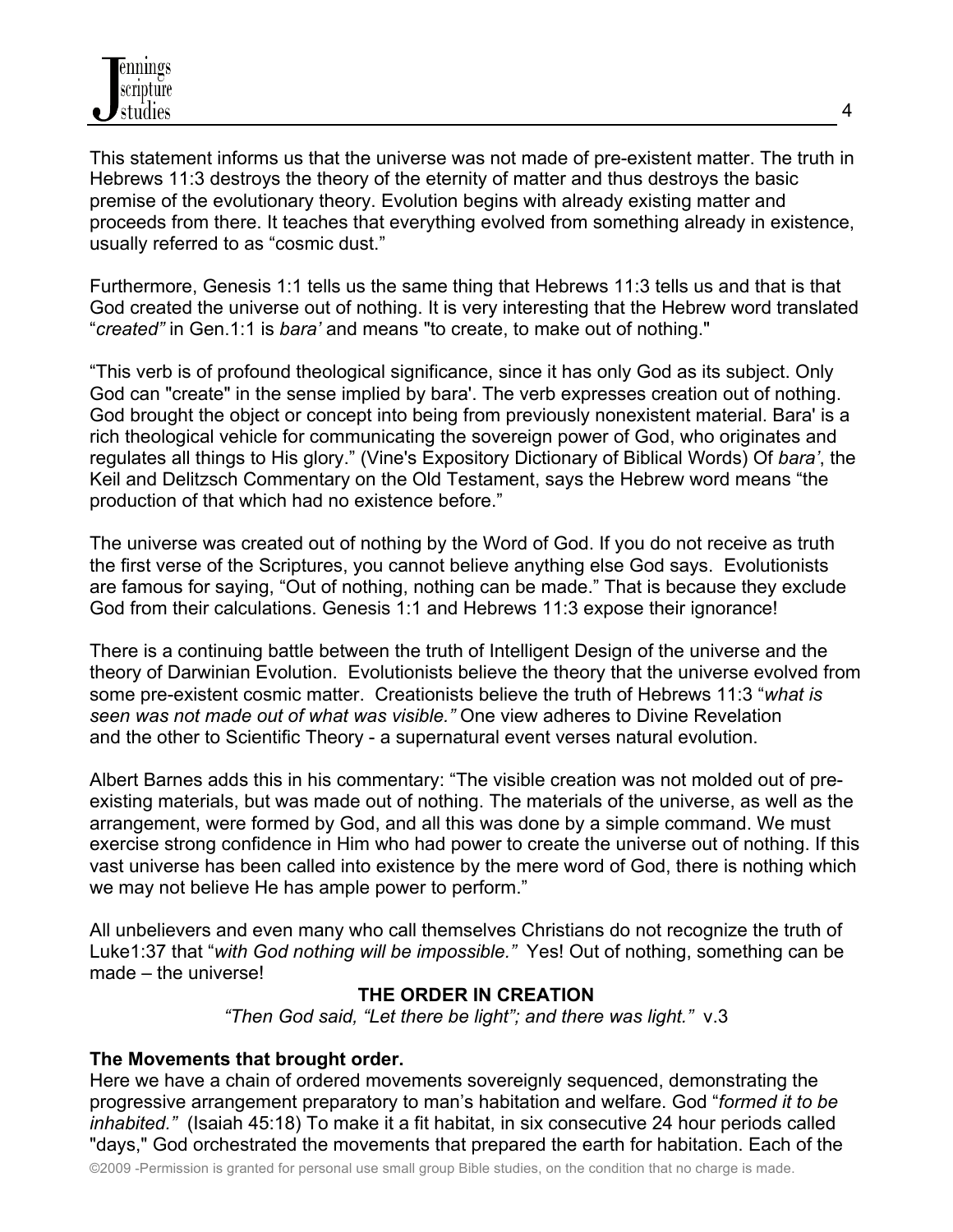This statement informs us that the universe was not made of pre-existent matter. The truth in Hebrews 11:3 destroys the theory of the eternity of matter and thus destroys the basic premise of the evolutionary theory. Evolution begins with already existing matter and proceeds from there. It teaches that everything evolved from something already in existence, usually referred to as "cosmic dust."

Furthermore, Genesis 1:1 tells us the same thing that Hebrews 11:3 tells us and that is that God created the universe out of nothing. It is very interesting that the Hebrew word translated "*created"* in Gen.1:1 is *bara'* and means "to create, to make out of nothing."

"This verb is of profound theological significance, since it has only God as its subject. Only God can "create" in the sense implied by bara'. The verb expresses creation out of nothing. God brought the object or concept into being from previously nonexistent material. Bara' is a rich theological vehicle for communicating the sovereign power of God, who originates and regulates all things to His glory." (Vine's Expository Dictionary of Biblical Words) Of *bara'*, the Keil and Delitzsch Commentary on the Old Testament, says the Hebrew word means "the production of that which had no existence before."

The universe was created out of nothing by the Word of God. If you do not receive as truth the first verse of the Scriptures, you cannot believe anything else God says. Evolutionists are famous for saying, "Out of nothing, nothing can be made." That is because they exclude God from their calculations. Genesis 1:1 and Hebrews 11:3 expose their ignorance!

There is a continuing battle between the truth of Intelligent Design of the universe and the theory of Darwinian Evolution. Evolutionists believe the theory that the universe evolved from some pre-existent cosmic matter. Creationists believe the truth of Hebrews 11:3 "*what is seen was not made out of what was visible."* One view adheres to Divine Revelation and the other to Scientific Theory - a supernatural event verses natural evolution.

Albert Barnes adds this in his commentary: "The visible creation was not molded out of pre-existing materials, but was made out of nothing. The materials of the universe, as well as the arrangement, were formed by God, and all this was done by a simple command. We must exercise strong confidence in Him who had power to create the universe out of nothing. If this vast universe has been called into existence by the mere word of God, there is nothing which we may not believe He has ample power to perform."

All unbelievers and even many who call themselves Christians do not recognize the truth of Luke1:37 that "*with God nothing will be impossible."* Yes! Out of nothing, something can be made – the universe!

## THE ORDER IN CREATION

*"Then God said, "Let there be light"; and there was light."* v.3

**The Movements that brought order.**

Here we have a chain of ordered movements sovereignly sequenced, demonstrating the progressive arrangement preparatory to man's habitation and welfare. God "*formed it to be inhabited."* (Isaiah 45:18) To make it a fit habitat, in six consecutive 24 hour periods called "days," God orchestrated the movements that prepared the earth for habitation. Each of the

©2009 -Permission is granted for personal use small group Bible studies, on the condition that no charge is made.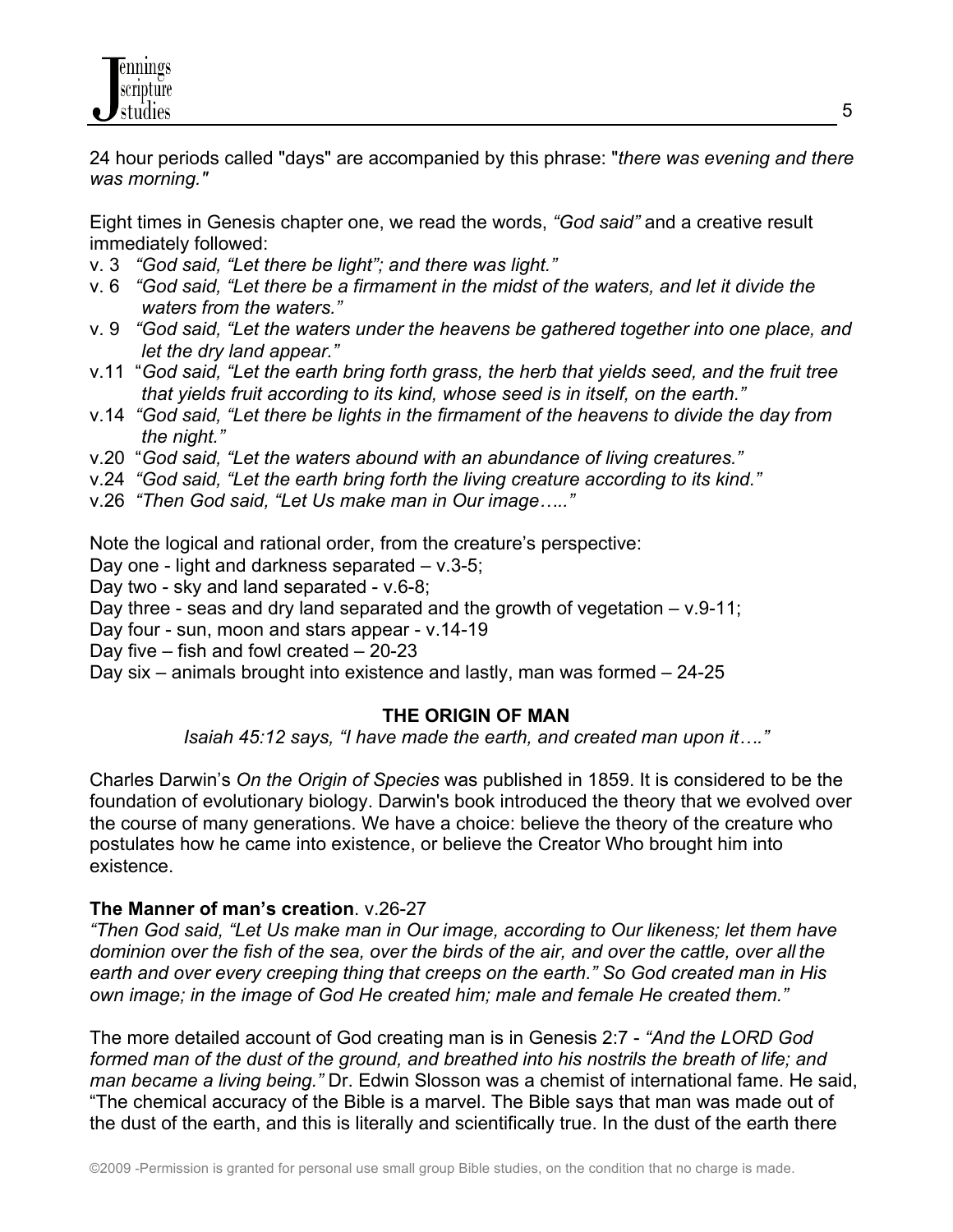24 hour periods called "days" are accompanied by this phrase: "*there was evening and there was morning."*

Eight times in Genesis chapter one, we read the words, *"God said"* and a creative result immediately followed:

v. 3 *"God said, "Let there be light"; and there was light."*
v. 6 *"God said, "Let there be a firmament in the midst of the waters, and let it divide the waters from the waters."*
v. 9 *"God said, "Let the waters under the heavens be gathered together into one place, and let the dry land appear."*
v.11 "*God said, "Let the earth bring forth grass, the herb that yields seed, and the fruit tree that yields fruit according to its kind, whose seed is in itself, on the earth."*
v.14 *"God said, "Let there be lights in the firmament of the heavens to divide the day from the night."*
v.20 "*God said, "Let the waters abound with an abundance of living creatures."*
v.24 *"God said, "Let the earth bring forth the living creature according to its kind."*
v.26 *"Then God said, "Let Us make man in Our image….."*

Note the logical and rational order, from the creature's perspective:
Day one - light and darkness separated – v.3-5;
Day two - sky and land separated - v.6-8;
Day three - seas and dry land separated and the growth of vegetation – v.9-11;
Day four - sun, moon and stars appear - v.14-19
Day five – fish and fowl created – 20-23
Day six – animals brought into existence and lastly, man was formed – 24-25

## THE ORIGIN OF MAN

*Isaiah 45:12 says, "I have made the earth, and created man upon it…."*

Charles Darwin's *On the Origin of Species* was published in 1859. It is considered to be the foundation of evolutionary biology. Darwin's book introduced the theory that we evolved over the course of many generations. We have a choice: believe the theory of the creature who postulates how he came into existence, or believe the Creator Who brought him into existence.

**The Manner of man's creation**. v.26-27

*"Then God said, "Let Us make man in Our image, according to Our likeness; let them have dominion over the fish of the sea, over the birds of the air, and over the cattle, over all the earth and over every creeping thing that creeps on the earth." So God created man in His own image; in the image of God He created him; male and female He created them."*

The more detailed account of God creating man is in Genesis 2:7 - *"And the LORD God formed man of the dust of the ground, and breathed into his nostrils the breath of life; and man became a living being."* Dr. Edwin Slosson was a chemist of international fame. He said, "The chemical accuracy of the Bible is a marvel. The Bible says that man was made out of the dust of the earth, and this is literally and scientifically true. In the dust of the earth there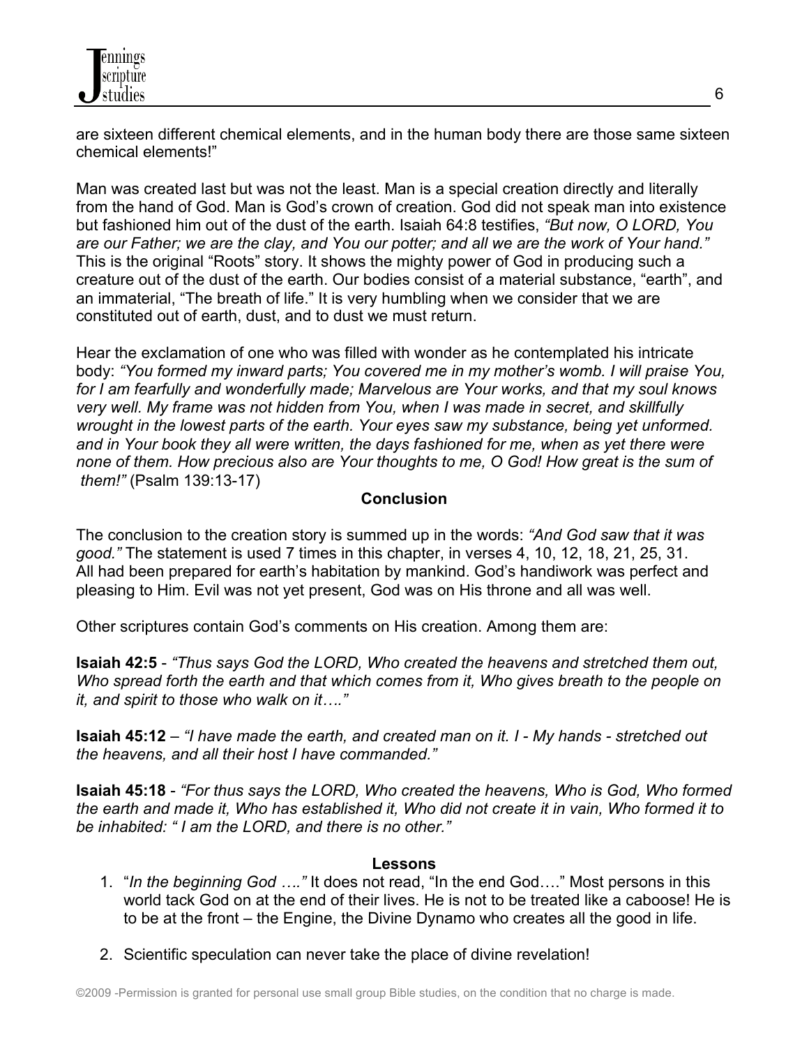are sixteen different chemical elements, and in the human body there are those same sixteen chemical elements!"

Man was created last but was not the least. Man is a special creation directly and literally from the hand of God. Man is God's crown of creation. God did not speak man into existence but fashioned him out of the dust of the earth. Isaiah 64:8 testifies, *"But now, O LORD, You are our Father; we are the clay, and You our potter; and all we are the work of Your hand."* This is the original "Roots" story. It shows the mighty power of God in producing such a creature out of the dust of the earth. Our bodies consist of a material substance, "earth", and an immaterial, "The breath of life." It is very humbling when we consider that we are constituted out of earth, dust, and to dust we must return.

Hear the exclamation of one who was filled with wonder as he contemplated his intricate body: *"You formed my inward parts; You covered me in my mother's womb. I will praise You, for I am fearfully and wonderfully made; Marvelous are Your works, and that my soul knows very well. My frame was not hidden from You, when I was made in secret, and skillfully wrought in the lowest parts of the earth. Your eyes saw my substance, being yet unformed. and in Your book they all were written, the days fashioned for me, when as yet there were none of them. How precious also are Your thoughts to me, O God! How great is the sum of them!"* (Psalm 139:13-17)

**Conclusion**

The conclusion to the creation story is summed up in the words: *"And God saw that it was good."* The statement is used 7 times in this chapter, in verses 4, 10, 12, 18, 21, 25, 31. All had been prepared for earth's habitation by mankind. God's handiwork was perfect and pleasing to Him. Evil was not yet present, God was on His throne and all was well.

Other scriptures contain God's comments on His creation. Among them are:

**Isaiah 42:5** - *"Thus says God the LORD, Who created the heavens and stretched them out, Who spread forth the earth and that which comes from it, Who gives breath to the people on it, and spirit to those who walk on it…."*

**Isaiah 45:12** – *"I have made the earth, and created man on it. I - My hands - stretched out the heavens, and all their host I have commanded."*

**Isaiah 45:18** - *"For thus says the LORD, Who created the heavens, Who is God, Who formed the earth and made it, Who has established it, Who did not create it in vain, Who formed it to be inhabited: " I am the LORD, and there is no other."*

**Lessons**

1. "*In the beginning God …."* It does not read, "In the end God…." Most persons in this world tack God on at the end of their lives. He is not to be treated like a caboose! He is to be at the front – the Engine, the Divine Dynamo who creates all the good in life.

2. Scientific speculation can never take the place of divine revelation!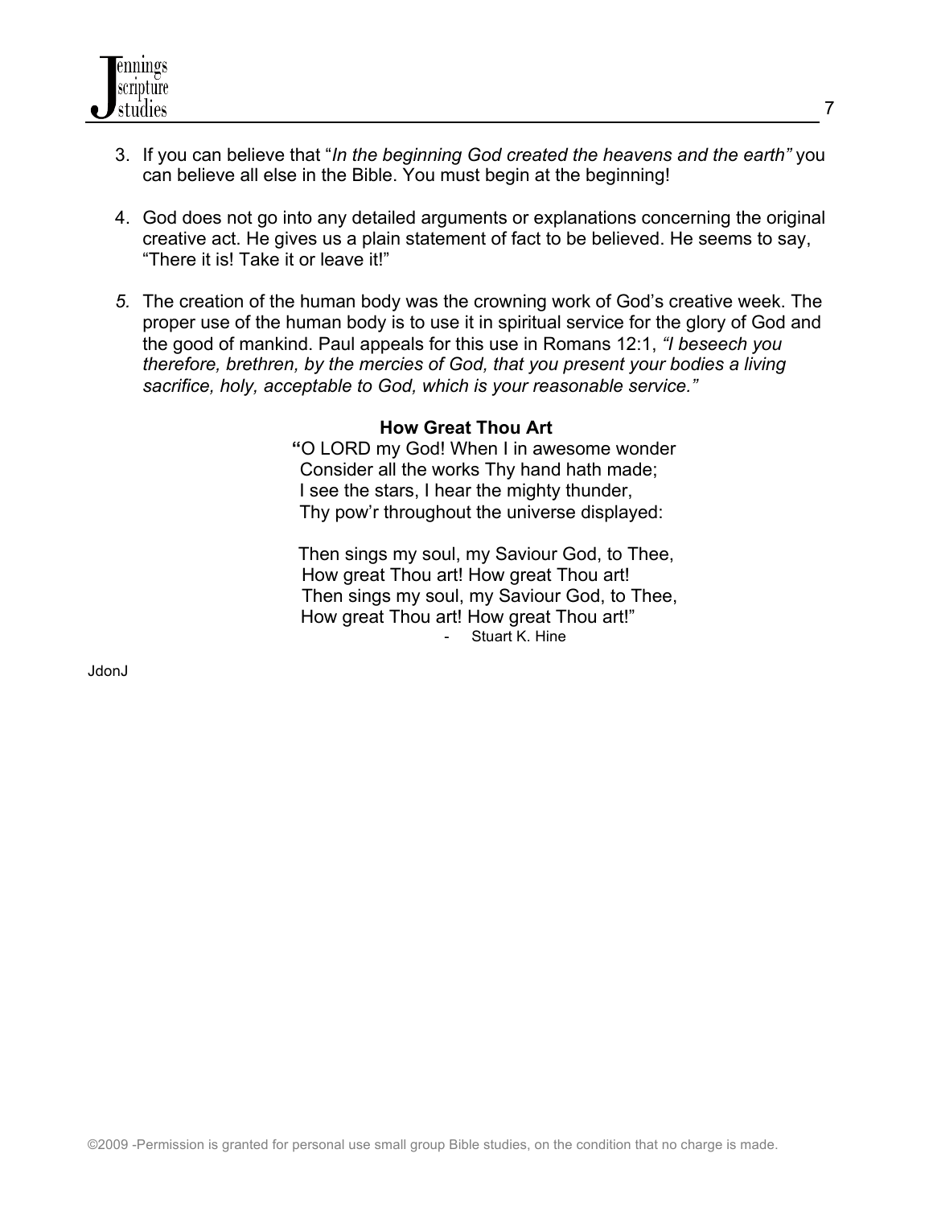3. If you can believe that "*In the beginning God created the heavens and the earth"* you can believe all else in the Bible. You must begin at the beginning!

4. God does not go into any detailed arguments or explanations concerning the original creative act. He gives us a plain statement of fact to be believed. He seems to say, "There it is! Take it or leave it!"

5. The creation of the human body was the crowning work of God's creative week. The proper use of the human body is to use it in spiritual service for the glory of God and the good of mankind. Paul appeals for this use in Romans 12:1, *"I beseech you therefore, brethren, by the mercies of God, that you present your bodies a living sacrifice, holy, acceptable to God, which is your reasonable service."*

**How Great Thou Art**

**"**O LORD my God! When I in awesome wonder
Consider all the works Thy hand hath made;
I see the stars, I hear the mighty thunder,
Thy pow'r throughout the universe displayed:

Then sings my soul, my Saviour God, to Thee,
How great Thou art! How great Thou art!
Then sings my soul, my Saviour God, to Thee,
How great Thou art! How great Thou art!"

- Stuart K. Hine

JdonJ

©2009 -Permission is granted for personal use small group Bible studies, on the condition that no charge is made.